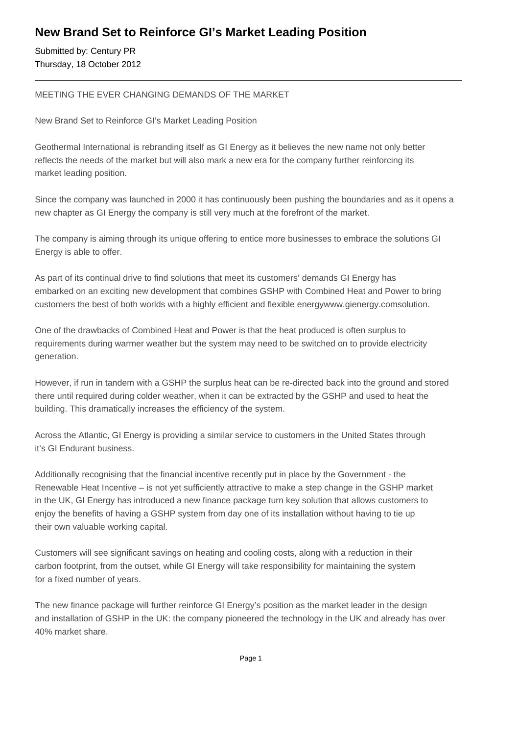# New Brand Set to Reinforce GI's Market Leading Position

Submitted by: Century PR
Thursday, 18 October 2012

---

MEETING THE EVER CHANGING DEMANDS OF THE MARKET

New Brand Set to Reinforce GI's Market Leading Position

Geothermal International is rebranding itself as GI Energy as it believes the new name not only better reflects the needs of the market but will also mark a new era for the company further reinforcing its market leading position.

Since the company was launched in 2000 it has continuously been pushing the boundaries and as it opens a new chapter as GI Energy the company is still very much at the forefront of the market.

The company is aiming through its unique offering to entice more businesses to embrace the solutions GI Energy is able to offer.

As part of its continual drive to find solutions that meet its customers' demands GI Energy has embarked on an exciting new development that combines GSHP with Combined Heat and Power to bring customers the best of both worlds with a highly efficient and flexible energywww.gienergy.comsolution.

One of the drawbacks of Combined Heat and Power is that the heat produced is often surplus to requirements during warmer weather but the system may need to be switched on to provide electricity generation.

However, if run in tandem with a GSHP the surplus heat can be re-directed back into the ground and stored there until required during colder weather, when it can be extracted by the GSHP and used to heat the building. This dramatically increases the efficiency of the system.

Across the Atlantic, GI Energy is providing a similar service to customers in the United States through it's GI Endurant business.

Additionally recognising that the financial incentive recently put in place by the Government - the Renewable Heat Incentive – is not yet sufficiently attractive to make a step change in the GSHP market in the UK, GI Energy has introduced a new finance package turn key solution that allows customers to enjoy the benefits of having a GSHP system from day one of its installation without having to tie up their own valuable working capital.

Customers will see significant savings on heating and cooling costs, along with a reduction in their carbon footprint, from the outset, while GI Energy will take responsibility for maintaining the system for a fixed number of years.

The new finance package will further reinforce GI Energy's position as the market leader in the design and installation of GSHP in the UK: the company pioneered the technology in the UK and already has over 40% market share.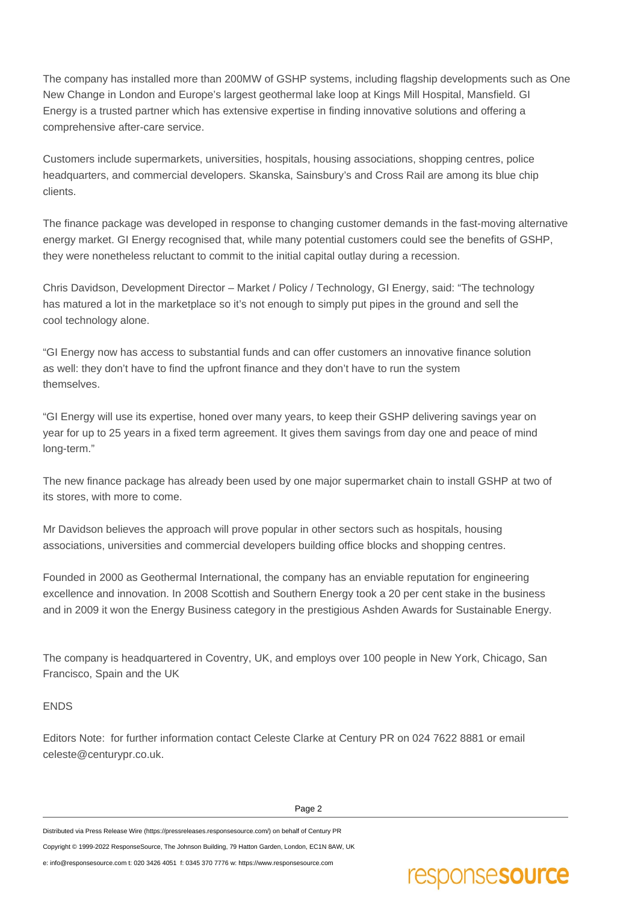The company has installed more than 200MW of GSHP systems, including flagship developments such as One New Change in London and Europe's largest geothermal lake loop at Kings Mill Hospital, Mansfield. GI Energy is a trusted partner which has extensive expertise in finding innovative solutions and offering a comprehensive after-care service.

Customers include supermarkets, universities, hospitals, housing associations, shopping centres, police headquarters, and commercial developers. Skanska, Sainsbury's and Cross Rail are among its blue chip clients.

The finance package was developed in response to changing customer demands in the fast-moving alternative energy market. GI Energy recognised that, while many potential customers could see the benefits of GSHP, they were nonetheless reluctant to commit to the initial capital outlay during a recession.

Chris Davidson, Development Director – Market / Policy / Technology, GI Energy, said: "The technology has matured a lot in the marketplace so it's not enough to simply put pipes in the ground and sell the cool technology alone.

"GI Energy now has access to substantial funds and can offer customers an innovative finance solution as well: they don't have to find the upfront finance and they don't have to run the system themselves.

"GI Energy will use its expertise, honed over many years, to keep their GSHP delivering savings year on year for up to 25 years in a fixed term agreement. It gives them savings from day one and peace of mind long-term."

The new finance package has already been used by one major supermarket chain to install GSHP at two of its stores, with more to come.

Mr Davidson believes the approach will prove popular in other sectors such as hospitals, housing associations, universities and commercial developers building office blocks and shopping centres.

Founded in 2000 as Geothermal International, the company has an enviable reputation for engineering excellence and innovation. In 2008 Scottish and Southern Energy took a 20 per cent stake in the business and in 2009 it won the Energy Business category in the prestigious Ashden Awards for Sustainable Energy.

The company is headquartered in Coventry, UK, and employs over 100 people in New York, Chicago, San Francisco, Spain and the UK

ENDS

Editors Note: for further information contact Celeste Clarke at Century PR on 024 7622 8881 or email celeste@centurypr.co.uk.

Distributed via Press Release Wire (https://pressreleases.responsesource.com/) on behalf of Century PR

Copyright © 1999-2022 ResponseSource, The Johnson Building, 79 Hatton Garden, London, EC1N 8AW, UK

e: info@responsesource.com t: 020 3426 4051 f: 0345 370 7776 w: https://www.responsesource.com